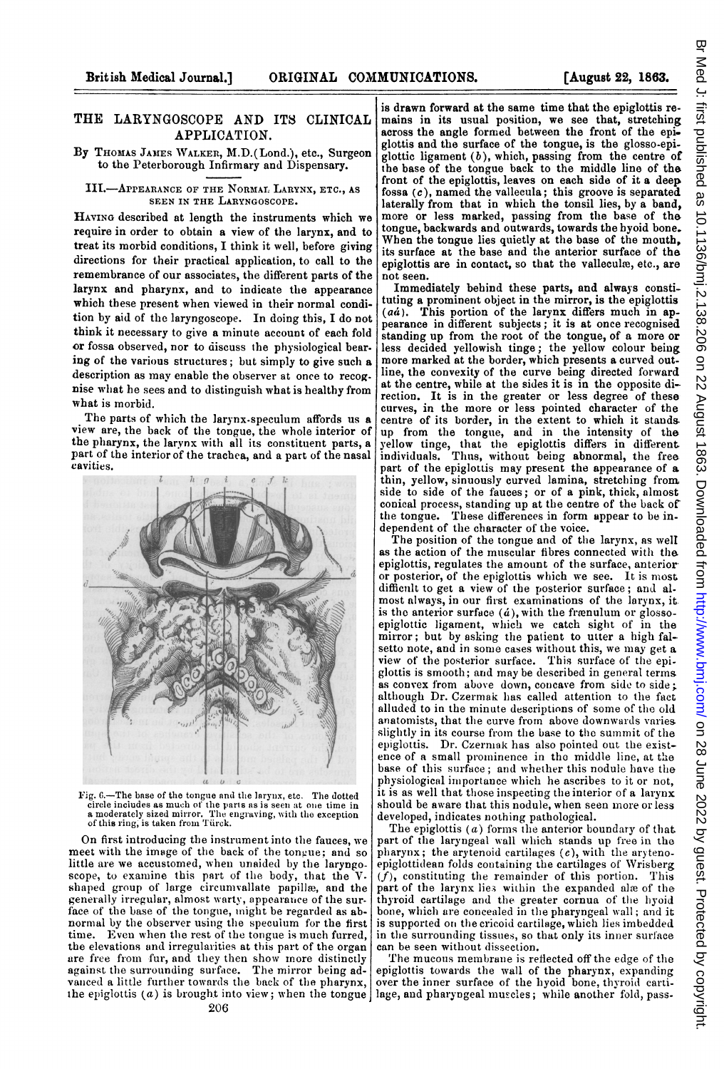# THE LARYNGOSCOPE AND ITS CLINICAL APPLICATION.

By Thomas James Walker, M.D.(Lond.), etc., Surgeon to the Peterborough Infirmary and Dispensary.

## III.—Appearance of the Normal Larynx, etc., as seen in the Laryngoscope.

Having described at length the instruments which we require in order to obtain a view of the larynx, and to treat its morbid conditions, I think it well, before giving directions for their practical application, to call to the remembrance of our associates, the different parts of the larynx and pharynx, and to indicate the appearance which these present when viewed in their normal condition by aid of the laryngoscope. In doing this, I do not think it necessary to give a minute account of each fold or fossa observed, nor to discuss the physiological bearing of the various structures; but simply to give such a description as may enable the observer at once to recognise what he sees and to distinguish what is healthy from what is morbid.

The parts of which the larynx-speculum affords us a view are, the back of the tongue, the whole interior of the pharynx, the larynx with all its constituent parts, a part of the interior of the trachea, and a part of the nasal cavities.

Fig. 6.—The base of the tongue and the larynx, etc. The dotted circle includes as much of the parts as is seen at one time in a moderately sized mirror. The engraving, with the exception of this ring, is taken from Türck.

On first introducing the instrument into the fauces, we meet with the image of the back of the tongue; and so little are we accustomed, when unaided by the laryngoscope, to examine this part of the body, that the V-shaped group of large circumvallate papillæ, and the generally irregular, almost warty, appearance of the surface of the base of the tongue, might be regarded as abnormal by the observer using the speculum for the first time. Even when the rest of the tongue is much furred, the elevations and irregularities at this part of the organ are free from fur, and they then show more distinctly against the surrounding surface. The mirror being advanced a little further towards the back of the pharynx, the epiglottis (*a*) is brought into view; when the tongue is drawn forward at the same time that the epiglottis remains in its usual position, we see that, stretching across the angle formed between the front of the epiglottis and the surface of the tongue, is the glosso-epiglottic ligament (*b*), which, passing from the centre of the base of the tongue back to the middle line of the front of the epiglottis, leaves on each side of it a deep fossa (*c*), named the vallecula; this groove is separated laterally from that in which the tonsil lies, by a band, more or less marked, passing from the base of the tongue, backwards and outwards, towards the hyoid bone. When the tongue lies quietly at the base of the mouth, its surface at the base and the anterior surface of the epiglottis are in contact, so that the valleculæ, etc., are not seen.

Immediately behind these parts, and always constituting a prominent object in the mirror, is the epiglottis (*aá*). This portion of the larynx differs much in appearance in different subjects; it is at once recognised standing up from the root of the tongue, of a more or less decided yellowish tinge; the yellow colour being more marked at the border, which presents a curved outline, the convexity of the curve being directed forward at the centre, while at the sides it is in the opposite direction. It is in the greater or less degree of these curves, in the more or less pointed character of the centre of its border, in the extent to which it stands up from the tongue, and in the intensity of the yellow tinge, that the epiglottis differs in different individuals. Thus, without being abnormal, the free part of the epiglottis may present the appearance of a thin, yellow, sinuously curved lamina, stretching from side to side of the fauces; or of a pink, thick, almost conical process, standing up at the centre of the back of the tongue. These differences in form appear to be independent of the character of the voice.

The position of the tongue and of the larynx, as well as the action of the muscular fibres connected with the epiglottis, regulates the amount of the surface, anterior or posterior, of the epiglottis which we see. It is most difficult to get a view of the posterior surface; and almost always, in our first examinations of the larynx, it is the anterior surface (*á*), with the frænulum or glosso-epiglottic ligament, which we catch sight of in the mirror; but by asking the patient to utter a high falsetto note, and in some cases without this, we may get a view of the posterior surface. This surface of the epiglottis is smooth; and may be described in general terms as convex from above down, concave from side to side; although Dr. Czermak has called attention to the fact alluded to in the minute descriptions of some of the old anatomists, that the curve from above downwards varies slightly in its course from the base to the summit of the epiglottis. Dr. Czermak has also pointed out the existence of a small prominence in the middle line, at the base of this surface; and whether this nodule have the physiological importance which he ascribes to it or not, it is as well that those inspecting the interior of a larynx should be aware that this nodule, when seen more or less developed, indicates nothing pathological.

The epiglottis (*a*) forms the anterior boundary of that part of the laryngeal wall which stands up free in the pharynx; the arytenoid cartilages (*e*), with the aryteno-epiglottidean folds containing the cartilages of Wrisberg (*f*), constituting the remainder of this portion. This part of the larynx lies within the expanded alæ of the thyroid cartilage and the greater cornua of the hyoid bone, which are concealed in the pharyngeal wall; and it is supported on the cricoid cartilage, which lies imbedded in the surrounding tissues, so that only its inner surface can be seen without dissection.

The mucous membrane is reflected off the edge of the epiglottis towards the wall of the pharynx, expanding over the inner surface of the hyoid bone, thyroid cartilage, and pharyngeal muscles; while another fold, pass-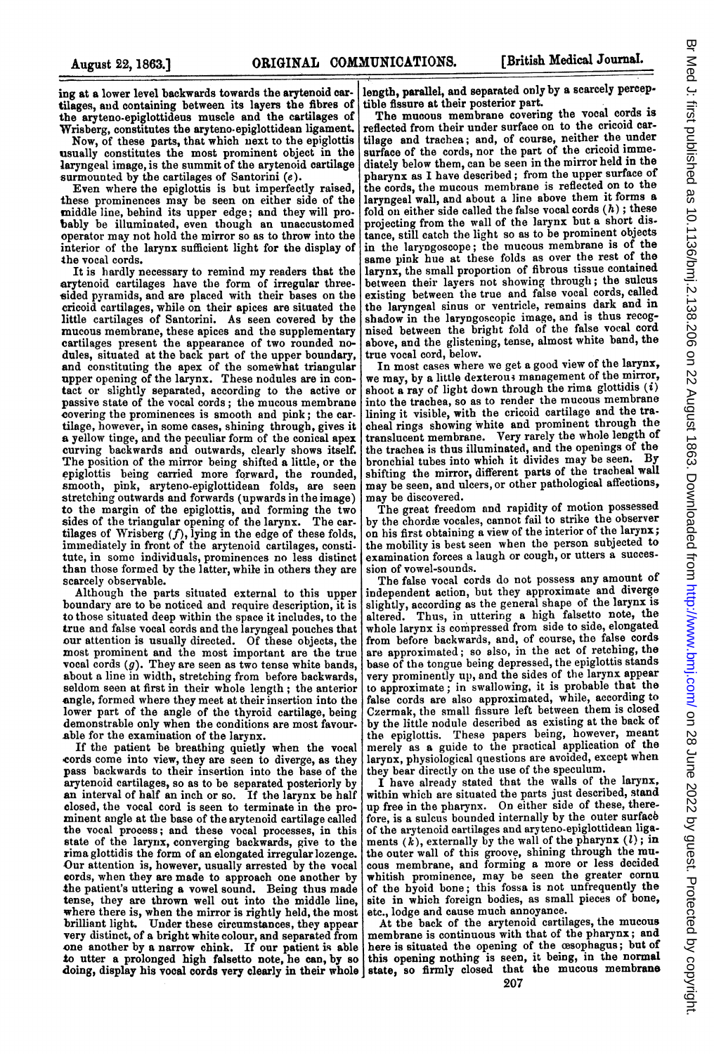ing at a lower level backwards towards the arytenoid cartilages, and containing between its layers the fibres of the aryteno-epiglottideus muscle and the cartilages of Wrisberg, constitutes the aryteno-epiglottidean ligament.

Now, of these parts, that which next to the epiglottis usually constitutes the most prominent object in the laryngeal image, is the summit of the arytenoid cartilage surmounted by the cartilages of Santorini (*e*).

Even where the epiglottis is but imperfectly raised, these prominences may be seen on either side of the middle line, behind its upper edge; and they will probably be illuminated, even though an unaccustomed operator may not hold the mirror so as to throw into the interior of the larynx sufficient light for the display of the vocal cords.

It is hardly necessary to remind my readers that the arytenoid cartilages have the form of irregular three-sided pyramids, and are placed with their bases on the cricoid cartilages, while on their apices are situated the little cartilages of Santorini. As seen covered by the mucous membrane, these apices and the supplementary cartilages present the appearance of two rounded nodules, situated at the back part of the upper boundary, and constituting the apex of the somewhat triangular upper opening of the larynx. These nodules are in contact or slightly separated, according to the active or passive state of the vocal cords; the mucous membrane covering the prominences is smooth and pink; the cartilage, however, in some cases, shining through, gives it a yellow tinge, and the peculiar form of the conical apex curving backwards and outwards, clearly shows itself. The position of the mirror being shifted a little, or the epiglottis being carried more forward, the rounded, smooth, pink, aryteno-epiglottidean folds, are seen stretching outwards and forwards (upwards in the image) to the margin of the epiglottis, and forming the two sides of the triangular opening of the larynx. The cartilages of Wrisberg (*f*), lying in the edge of these folds, immediately in front of the arytenoid cartilages, constitute, in some individuals, prominences no less distinct than those formed by the latter, while in others they are scarcely observable.

Although the parts situated external to this upper boundary are to be noticed and require description, it is to those situated deep within the space it includes, to the true and false vocal cords and the laryngeal pouches that our attention is usually directed. Of these objects, the most prominent and the most important are the true vocal cords (*g*). They are seen as two tense white bands, about a line in width, stretching from before backwards, seldom seen at first in their whole length; the anterior angle, formed where they meet at their insertion into the lower part of the angle of the thyroid cartilage, being demonstrable only when the conditions are most favourable for the examination of the larynx.

If the patient be breathing quietly when the vocal cords come into view, they are seen to diverge, as they pass backwards to their insertion into the base of the arytenoid cartilages, so as to be separated posteriorly by an interval of half an inch or so. If the larynx be half closed, the vocal cord is seen to terminate in the prominent angle at the base of the arytenoid cartilage called the vocal process; and these vocal processes, in this state of the larynx, converging backwards, give to the rima glottidis the form of an elongated irregular lozenge. Our attention is, however, usually arrested by the vocal cords, when they are made to approach one another by the patient's uttering a vowel sound. Being thus made tense, they are thrown well out into the middle line, where there is, when the mirror is rightly held, the most brilliant light. Under these circumstances, they appear very distinct, of a bright white colour, and separated from one another by a narrow chink. If our patient is able to utter a prolonged high falsetto note, he can, by so doing, display his vocal cords very clearly in their whole length, parallel, and separated only by a scarcely perceptible fissure at their posterior part.

The mucous membrane covering the vocal cords is reflected from their under surface on to the cricoid cartilage and trachea; and, of course, neither the under surface of the cords, nor the part of the cricoid immediately below them, can be seen in the mirror held in the pharynx as I have described; from the upper surface of the cords, the mucous membrane is reflected on to the laryngeal wall, and about a line above them it forms a fold on either side called the false vocal cords (*h*); these projecting from the wall of the larynx but a short distance, still catch the light so as to be prominent objects in the laryngoscope; the mucous membrane is of the same pink hue at these folds as over the rest of the larynx, the small proportion of fibrous tissue contained between their layers not showing through; the sulcus existing between the true and false vocal cords, called the laryngeal sinus or ventricle, remains dark and in shadow in the laryngoscopic image, and is thus recognised between the bright fold of the false vocal cord above, and the glistening, tense, almost white band, the true vocal cord, below.

In most cases where we get a good view of the larynx, we may, by a little dexterous management of the mirror, shoot a ray of light down through the rima glottidis (*i*) into the trachea, so as to render the mucous membrane lining it visible, with the cricoid cartilage and the tracheal rings showing white and prominent through the translucent membrane. Very rarely the whole length of the trachea is thus illuminated, and the openings of the bronchial tubes into which it divides may be seen. By shifting the mirror, different parts of the tracheal wall may be seen, and ulcers, or other pathological affections, may be discovered.

The great freedom and rapidity of motion possessed by the chordæ vocales, cannot fail to strike the observer on his first obtaining a view of the interior of the larynx; the mobility is best seen when the person subjected to examination forces a laugh or cough, or utters a succession of vowel-sounds.

The false vocal cords do not possess any amount of independent action, but they approximate and diverge slightly, according as the general shape of the larynx is altered. Thus, in uttering a high falsetto note, the whole larynx is compressed from side to side, elongated from before backwards, and, of course, the false cords are approximated; so also, in the act of retching, the base of the tongue being depressed, the epiglottis stands very prominently up, and the sides of the larynx appear to approximate; in swallowing, it is probable that the false cords are also approximated, while, according to Czermak, the small fissure left between them is closed by the little nodule described as existing at the back of the epiglottis. These papers being, however, meant merely as a guide to the practical application of the larynx, physiological questions are avoided, except when they bear directly on the use of the speculum.

I have already stated that the walls of the larynx, within which are situated the parts just described, stand up free in the pharynx. On either side of these, therefore, is a sulcus bounded internally by the outer surface of the arytenoid cartilages and aryteno-epiglottidean ligaments (*k*), externally by the wall of the pharynx (*l*); in the outer wall of this groove, shining through the mucous membrane, and forming a more or less decided whitish prominence, may be seen the greater cornu of the hyoid bone; this fossa is not unfrequently the site in which foreign bodies, as small pieces of bone, etc., lodge and cause much annoyance.

At the back of the arytenoid cartilages, the mucous membrane is continuous with that of the pharynx; and here is situated the opening of the œsophagus; but of this opening nothing is seen, it being, in the normal state, so firmly closed that the mucous membrane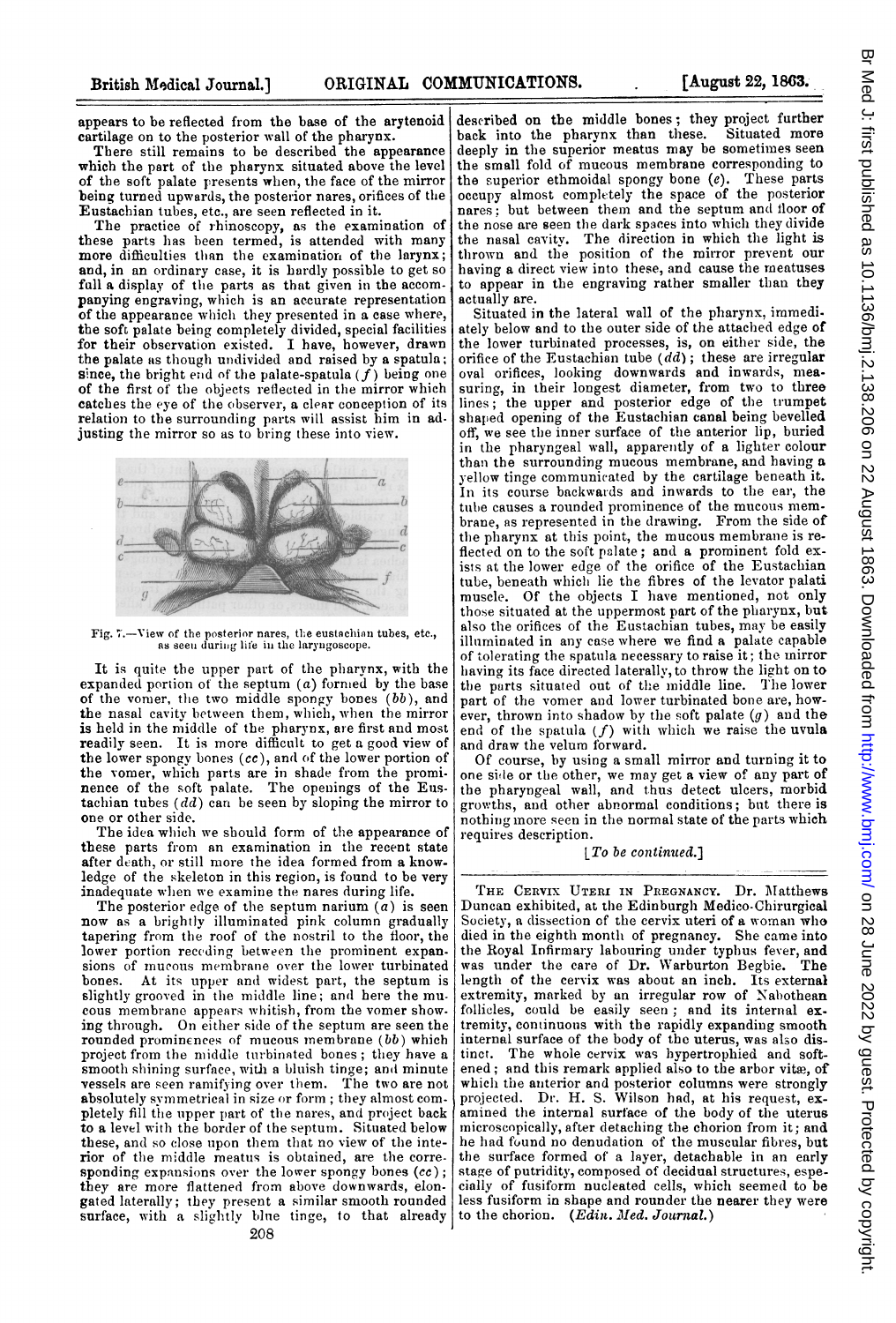appears to be reflected from the base of the arytenoid cartilage on to the posterior wall of the pharynx.

There still remains to be described the appearance which the part of the pharynx situated above the level of the soft palate presents when, the face of the mirror being turned upwards, the posterior nares, orifices of the Eustachian tubes, etc., are seen reflected in it.

The practice of rhinoscopy, as the examination of these parts has been termed, is attended with many more difficulties than the examination of the larynx; and, in an ordinary case, it is hardly possible to get so full a display of the parts as that given in the accompanying engraving, which is an accurate representation of the appearance which they presented in a case where, the soft palate being completely divided, special facilities for their observation existed. I have, however, drawn the palate as though undivided and raised by a spatula; since, the bright end of the palate-spatula (*f*) being one of the first of the objects reflected in the mirror which catches the eye of the observer, a clear conception of its relation to the surrounding parts will assist him in adjusting the mirror so as to bring these into view.

Fig. 7.—View of the posterior nares, the eustachian tubes, etc., as seen during life in the laryngoscope.

It is quite the upper part of the pharynx, with the expanded portion of the septum (*a*) formed by the base of the vomer, the two middle spongy bones (*bb*), and the nasal cavity between them, which, when the mirror is held in the middle of the pharynx, are first and most readily seen. It is more difficult to get a good view of the lower spongy bones (*cc*), and of the lower portion of the vomer, which parts are in shade from the prominence of the soft palate. The openings of the Eustachian tubes (*dd*) can be seen by sloping the mirror to one or other side.

The idea which we should form of the appearance of these parts from an examination in the recent state after death, or still more the idea formed from a knowledge of the skeleton in this region, is found to be very inadequate when we examine the nares during life.

The posterior edge of the septum narium (*a*) is seen now as a brightly illuminated pink column gradually tapering from the roof of the nostril to the floor, the lower portion receding between the prominent expansions of mucous membrane over the lower turbinated bones. At its upper and widest part, the septum is slightly grooved in the middle line; and here the mucous membrane appears whitish, from the vomer showing through. On either side of the septum are seen the rounded prominences of mucous membrane (*bb*) which project from the middle turbinated bones; they have a smooth shining surface, with a bluish tinge; and minute vessels are seen ramifying over them. The two are not absolutely symmetrical in size or form; they almost completely fill the upper part of the nares, and project back to a level with the border of the septum. Situated below these, and so close upon them that no view of the interior of the middle meatus is obtained, are the corresponding expansions over the lower spongy bones (*cc*); they are more flattened from above downwards, elongated laterally; they present a similar smooth rounded surface, with a slightly blue tinge, to that already described on the middle bones; they project further back into the pharynx than these. Situated more deeply in the superior meatus may be sometimes seen the small fold of mucous membrane corresponding to the superior ethmoidal spongy bone (*e*). These parts occupy almost completely the space of the posterior nares; but between them and the septum and floor of the nose are seen the dark spaces into which they divide the nasal cavity. The direction in which the light is thrown and the position of the mirror prevent our having a direct view into these, and cause the meatuses to appear in the engraving rather smaller than they actually are.

Situated in the lateral wall of the pharynx, immediately below and to the outer side of the attached edge of the lower turbinated processes, is, on either side, the orifice of the Eustachian tube (*dd*); these are irregular oval orifices, looking downwards and inwards, measuring, in their longest diameter, from two to three lines; the upper and posterior edge of the trumpet shaped opening of the Eustachian canal being bevelled off, we see the inner surface of the anterior lip, buried in the pharyngeal wall, apparently of a lighter colour than the surrounding mucous membrane, and having a yellow tinge communicated by the cartilage beneath it. In its course backwards and inwards to the ear, the tube causes a rounded prominence of the mucous membrane, as represented in the drawing. From the side of the pharynx at this point, the mucous membrane is reflected on to the soft palate; and a prominent fold exists at the lower edge of the orifice of the Eustachian tube, beneath which lie the fibres of the levator palati muscle. Of the objects I have mentioned, not only those situated at the uppermost part of the pharynx, but also the orifices of the Eustachian tubes, may be easily illuminated in any case where we find a palate capable of tolerating the spatula necessary to raise it; the mirror having its face directed laterally, to throw the light on to the parts situated out of the middle line. The lower part of the vomer and lower turbinated bone are, however, thrown into shadow by the soft palate (*g*) and the end of the spatula (*f*) with which we raise the uvula and draw the velum forward.

Of course, by using a small mirror and turning it to one side or the other, we may get a view of any part of the pharyngeal wall, and thus detect ulcers, morbid growths, and other abnormal conditions; but there is nothing more seen in the normal state of the parts which requires description.

[*To be continued.*]

---

THE CERVIX UTERI IN PREGNANCY. Dr. Matthews Duncan exhibited, at the Edinburgh Medico-Chirurgical Society, a dissection of the cervix uteri of a woman who died in the eighth month of pregnancy. She came into the Royal Infirmary labouring under typhus fever, and was under the care of Dr. Warburton Begbie. The length of the cervix was about an inch. Its external extremity, marked by an irregular row of Nabothean follicles, could be easily seen; and its internal extremity, continuous with the rapidly expanding smooth internal surface of the body of the uterus, was also distinct. The whole cervix was hypertrophied and softened; and this remark applied also to the arbor vitæ, of which the anterior and posterior columns were strongly projected. Dr. H. S. Wilson had, at his request, examined the internal surface of the body of the uterus microscopically, after detaching the chorion from it; and he had found no denudation of the muscular fibres, but the surface formed of a layer, detachable in an early stage of putridity, composed of decidual structures, especially of fusiform nucleated cells, which seemed to be less fusiform in shape and rounder the nearer they were to the chorion. (*Edin. Med. Journal.*)